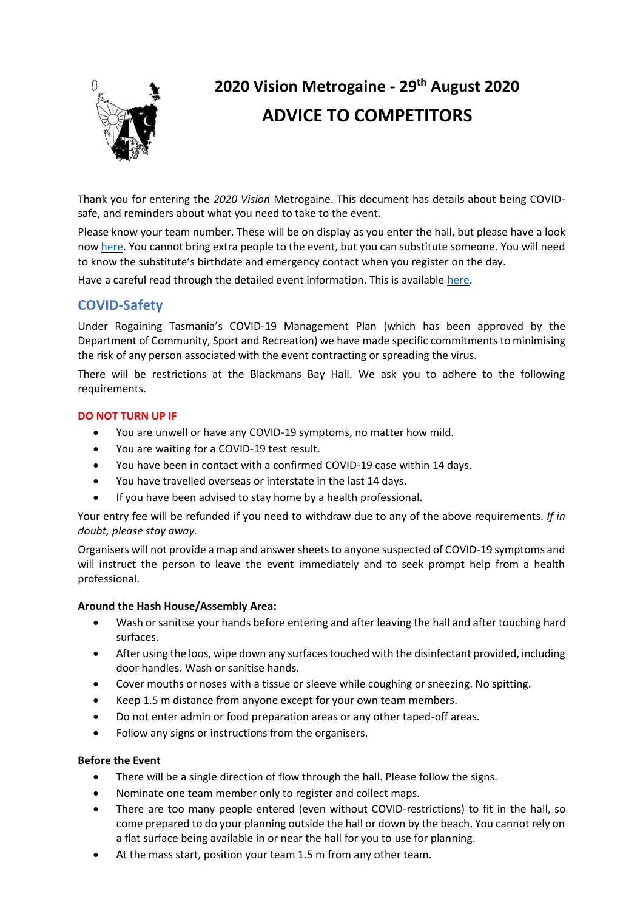# 2020 Vision Metrogaine - 29th August 2020

# ADVICE TO COMPETITORS

Thank you for entering the *2020 Vision* Metrogaine. This document has details about being COVID-safe, and reminders about what you need to take to the event.

Please know your team number. These will be on display as you enter the hall, but please have a look now here. You cannot bring extra people to the event, but you can substitute someone. You will need to know the substitute's birthdate and emergency contact when you register on the day.

Have a careful read through the detailed event information. This is available here.

## COVID-Safety

Under Rogaining Tasmania's COVID-19 Management Plan (which has been approved by the Department of Community, Sport and Recreation) we have made specific commitments to minimising the risk of any person associated with the event contracting or spreading the virus.

There will be restrictions at the Blackmans Bay Hall. We ask you to adhere to the following requirements.

**DO NOT TURN UP IF**

- You are unwell or have any COVID-19 symptoms, no matter how mild.
- You are waiting for a COVID-19 test result.
- You have been in contact with a confirmed COVID-19 case within 14 days.
- You have travelled overseas or interstate in the last 14 days.
- If you have been advised to stay home by a health professional.

Your entry fee will be refunded if you need to withdraw due to any of the above requirements. *If in doubt, please stay away.*

Organisers will not provide a map and answer sheets to anyone suspected of COVID-19 symptoms and will instruct the person to leave the event immediately and to seek prompt help from a health professional.

**Around the Hash House/Assembly Area:**

- Wash or sanitise your hands before entering and after leaving the hall and after touching hard surfaces.
- After using the loos, wipe down any surfaces touched with the disinfectant provided, including door handles. Wash or sanitise hands.
- Cover mouths or noses with a tissue or sleeve while coughing or sneezing. No spitting.
- Keep 1.5 m distance from anyone except for your own team members.
- Do not enter admin or food preparation areas or any other taped-off areas.
- Follow any signs or instructions from the organisers.

**Before the Event**

- There will be a single direction of flow through the hall. Please follow the signs.
- Nominate one team member only to register and collect maps.
- There are too many people entered (even without COVID-restrictions) to fit in the hall, so come prepared to do your planning outside the hall or down by the beach. You cannot rely on a flat surface being available in or near the hall for you to use for planning.
- At the mass start, position your team 1.5 m from any other team.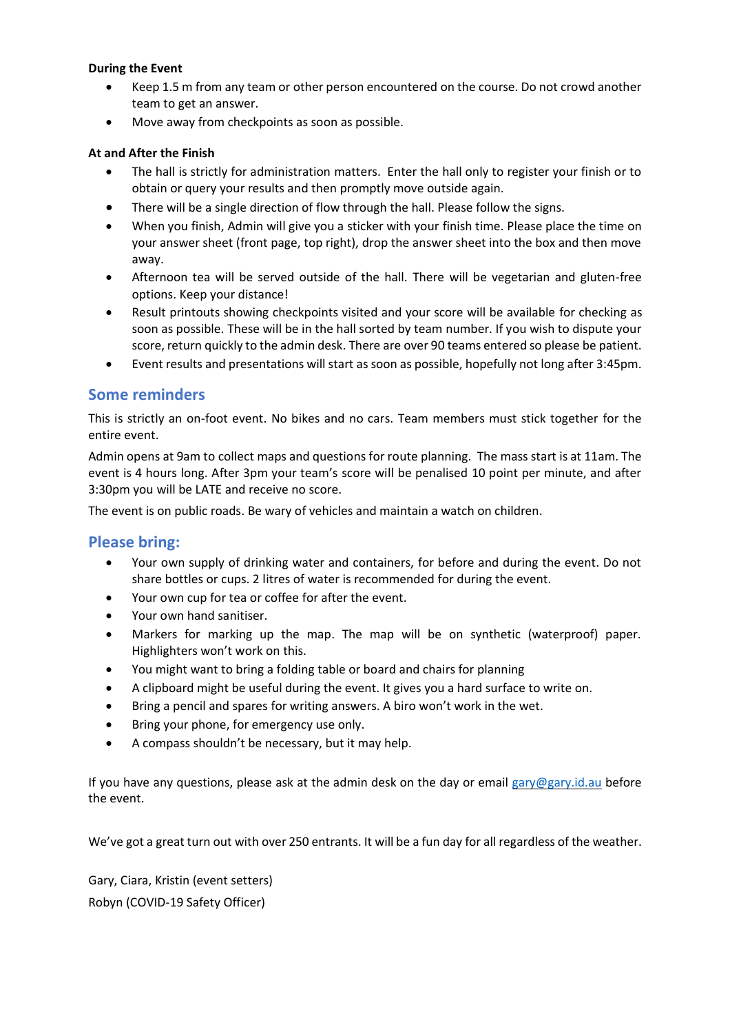**During the Event**

- Keep 1.5 m from any team or other person encountered on the course. Do not crowd another team to get an answer.
- Move away from checkpoints as soon as possible.

**At and After the Finish**

- The hall is strictly for administration matters. Enter the hall only to register your finish or to obtain or query your results and then promptly move outside again.
- There will be a single direction of flow through the hall. Please follow the signs.
- When you finish, Admin will give you a sticker with your finish time. Please place the time on your answer sheet (front page, top right), drop the answer sheet into the box and then move away.
- Afternoon tea will be served outside of the hall. There will be vegetarian and gluten-free options. Keep your distance!
- Result printouts showing checkpoints visited and your score will be available for checking as soon as possible. These will be in the hall sorted by team number. If you wish to dispute your score, return quickly to the admin desk. There are over 90 teams entered so please be patient.
- Event results and presentations will start as soon as possible, hopefully not long after 3:45pm.

## Some reminders

This is strictly an on-foot event. No bikes and no cars. Team members must stick together for the entire event.

Admin opens at 9am to collect maps and questions for route planning. The mass start is at 11am. The event is 4 hours long. After 3pm your team's score will be penalised 10 point per minute, and after 3:30pm you will be LATE and receive no score.

The event is on public roads. Be wary of vehicles and maintain a watch on children.

## Please bring:

- Your own supply of drinking water and containers, for before and during the event. Do not share bottles or cups. 2 litres of water is recommended for during the event.
- Your own cup for tea or coffee for after the event.
- Your own hand sanitiser.
- Markers for marking up the map. The map will be on synthetic (waterproof) paper. Highlighters won't work on this.
- You might want to bring a folding table or board and chairs for planning
- A clipboard might be useful during the event. It gives you a hard surface to write on.
- Bring a pencil and spares for writing answers. A biro won't work in the wet.
- Bring your phone, for emergency use only.
- A compass shouldn't be necessary, but it may help.

If you have any questions, please ask at the admin desk on the day or email gary@gary.id.au before the event.

We've got a great turn out with over 250 entrants. It will be a fun day for all regardless of the weather.

Gary, Ciara, Kristin (event setters)

Robyn (COVID-19 Safety Officer)